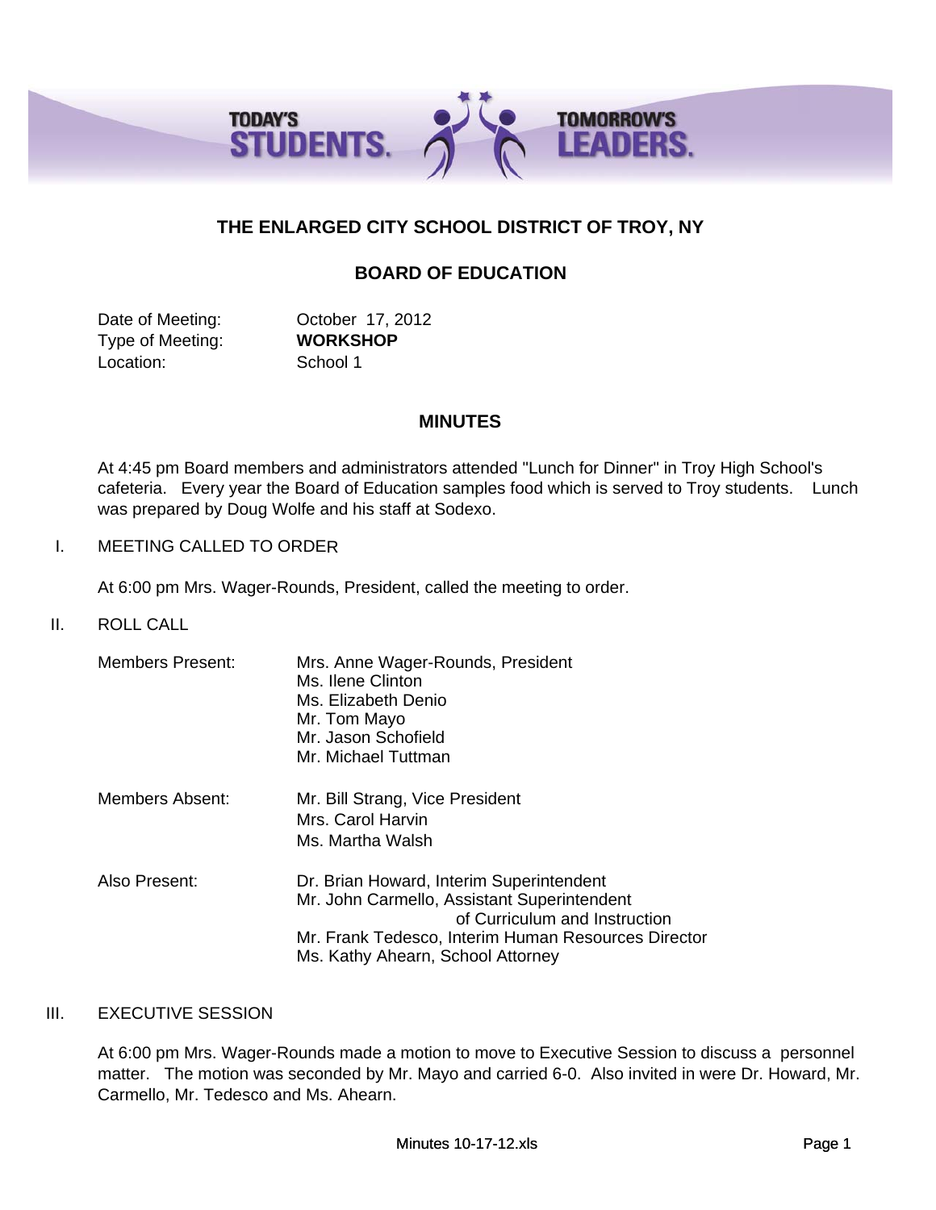# THE ENLARGED CITY SCHOOL DISTRICT OF TROY, NY

## BOARD OF EDUCATION

| | |
|---|---|
| Date of Meeting: | October 17, 2012 |
| Type of Meeting: | **WORKSHOP** |
| Location: | School 1 |

## MINUTES

At 4:45 pm Board members and administrators attended "Lunch for Dinner" in Troy High School's cafeteria. Every year the Board of Education samples food which is served to Troy students. Lunch was prepared by Doug Wolfe and his staff at Sodexo.

I. MEETING CALLED TO ORDER

At 6:00 pm Mrs. Wager-Rounds, President, called the meeting to order.

II. ROLL CALL

| | |
|---|---|
| Members Present: | Mrs. Anne Wager-Rounds, President<br>Ms. Ilene Clinton<br>Ms. Elizabeth Denio<br>Mr. Tom Mayo<br>Mr. Jason Schofield<br>Mr. Michael Tuttman |
| Members Absent: | Mr. Bill Strang, Vice President<br>Mrs. Carol Harvin<br>Ms. Martha Walsh |
| Also Present: | Dr. Brian Howard, Interim Superintendent<br>Mr. John Carmello, Assistant Superintendent of Curriculum and Instruction<br>Mr. Frank Tedesco, Interim Human Resources Director<br>Ms. Kathy Ahearn, School Attorney |

III. EXECUTIVE SESSION

At 6:00 pm Mrs. Wager-Rounds made a motion to move to Executive Session to discuss a personnel matter. The motion was seconded by Mr. Mayo and carried 6-0. Also invited in were Dr. Howard, Mr. Carmello, Mr. Tedesco and Ms. Ahearn.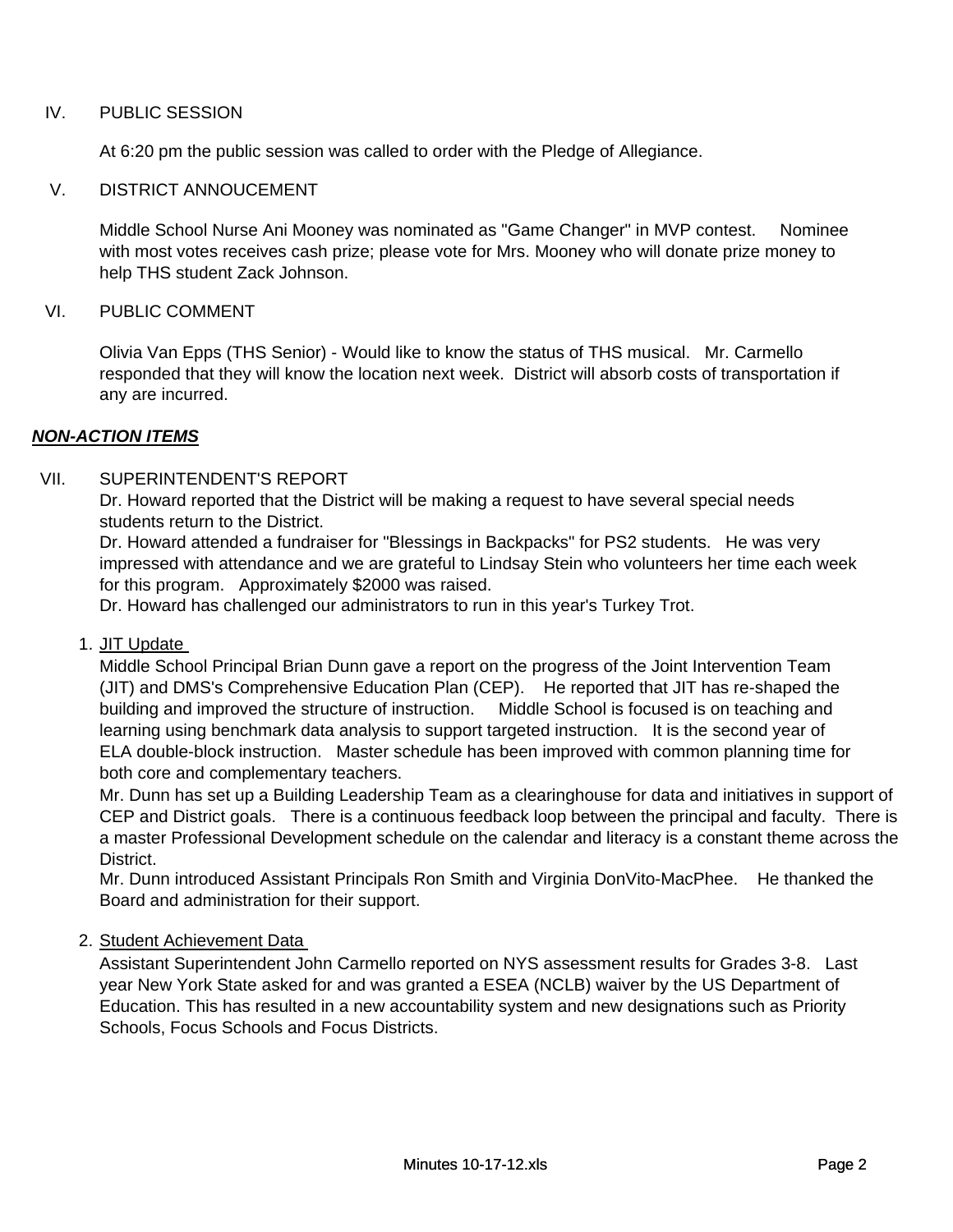IV. PUBLIC SESSION

At 6:20 pm the public session was called to order with the Pledge of Allegiance.

V. DISTRICT ANNOUCEMENT

Middle School Nurse Ani Mooney was nominated as "Game Changer" in MVP contest. Nominee with most votes receives cash prize; please vote for Mrs. Mooney who will donate prize money to help THS student Zack Johnson.

VI. PUBLIC COMMENT

Olivia Van Epps (THS Senior) - Would like to know the status of THS musical. Mr. Carmello responded that they will know the location next week. District will absorb costs of transportation if any are incurred.

***NON-ACTION ITEMS***

VII. SUPERINTENDENT'S REPORT

Dr. Howard reported that the District will be making a request to have several special needs students return to the District.

Dr. Howard attended a fundraiser for "Blessings in Backpacks" for PS2 students. He was very impressed with attendance and we are grateful to Lindsay Stein who volunteers her time each week for this program. Approximately $2000 was raised.

Dr. Howard has challenged our administrators to run in this year's Turkey Trot.

1. JIT Update

   Middle School Principal Brian Dunn gave a report on the progress of the Joint Intervention Team (JIT) and DMS's Comprehensive Education Plan (CEP). He reported that JIT has re-shaped the building and improved the structure of instruction. Middle School is focused is on teaching and learning using benchmark data analysis to support targeted instruction. It is the second year of ELA double-block instruction. Master schedule has been improved with common planning time for both core and complementary teachers.

   Mr. Dunn has set up a Building Leadership Team as a clearinghouse for data and initiatives in support of CEP and District goals. There is a continuous feedback loop between the principal and faculty. There is a master Professional Development schedule on the calendar and literacy is a constant theme across the District.

   Mr. Dunn introduced Assistant Principals Ron Smith and Virginia DonVito-MacPhee. He thanked the Board and administration for their support.

2. Student Achievement Data

   Assistant Superintendent John Carmello reported on NYS assessment results for Grades 3-8. Last year New York State asked for and was granted a ESEA (NCLB) waiver by the US Department of Education. This has resulted in a new accountability system and new designations such as Priority Schools, Focus Schools and Focus Districts.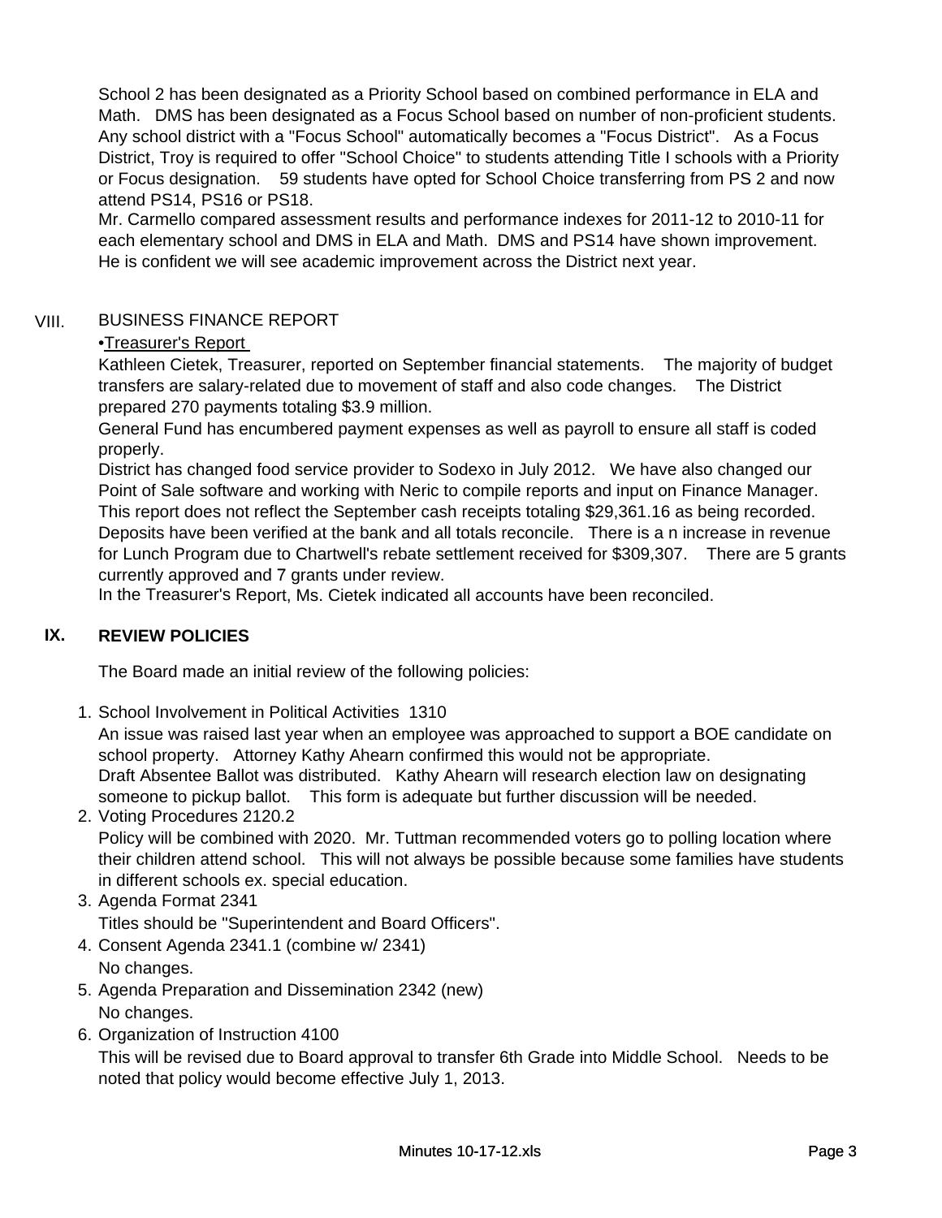School 2 has been designated as a Priority School based on combined performance in ELA and Math. DMS has been designated as a Focus School based on number of non-proficient students. Any school district with a "Focus School" automatically becomes a "Focus District". As a Focus District, Troy is required to offer "School Choice" to students attending Title I schools with a Priority or Focus designation. 59 students have opted for School Choice transferring from PS 2 and now attend PS14, PS16 or PS18.

Mr. Carmello compared assessment results and performance indexes for 2011-12 to 2010-11 for each elementary school and DMS in ELA and Math. DMS and PS14 have shown improvement. He is confident we will see academic improvement across the District next year.

## VIII. BUSINESS FINANCE REPORT

•Treasurer's Report

Kathleen Cietek, Treasurer, reported on September financial statements. The majority of budget transfers are salary-related due to movement of staff and also code changes. The District prepared 270 payments totaling $3.9 million.

General Fund has encumbered payment expenses as well as payroll to ensure all staff is coded properly.

District has changed food service provider to Sodexo in July 2012. We have also changed our Point of Sale software and working with Neric to compile reports and input on Finance Manager. This report does not reflect the September cash receipts totaling $29,361.16 as being recorded. Deposits have been verified at the bank and all totals reconcile. There is a n increase in revenue for Lunch Program due to Chartwell's rebate settlement received for $309,307. There are 5 grants currently approved and 7 grants under review.

In the Treasurer's Report, Ms. Cietek indicated all accounts have been reconciled.

## IX. REVIEW POLICIES

The Board made an initial review of the following policies:

1. School Involvement in Political Activities 1310
   An issue was raised last year when an employee was approached to support a BOE candidate on school property. Attorney Kathy Ahearn confirmed this would not be appropriate.
   Draft Absentee Ballot was distributed. Kathy Ahearn will research election law on designating someone to pickup ballot. This form is adequate but further discussion will be needed.
2. Voting Procedures 2120.2
   Policy will be combined with 2020. Mr. Tuttman recommended voters go to polling location where their children attend school. This will not always be possible because some families have students in different schools ex. special education.
3. Agenda Format 2341
   Titles should be "Superintendent and Board Officers".
4. Consent Agenda 2341.1 (combine w/ 2341)
   No changes.
5. Agenda Preparation and Dissemination 2342 (new)
   No changes.
6. Organization of Instruction 4100
   This will be revised due to Board approval to transfer 6th Grade into Middle School. Needs to be noted that policy would become effective July 1, 2013.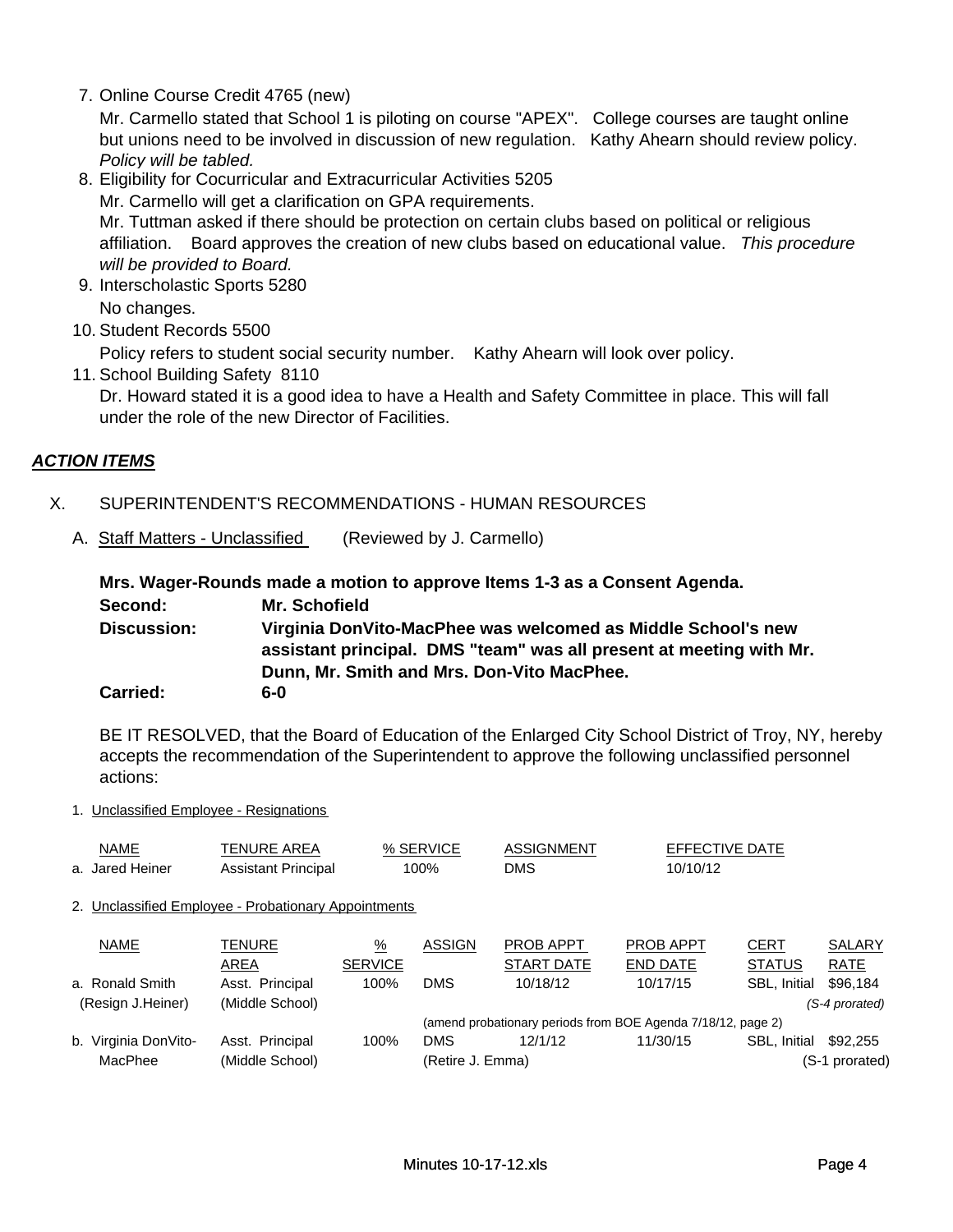7. Online Course Credit 4765 (new)

   Mr. Carmello stated that School 1 is piloting on course "APEX". College courses are taught online but unions need to be involved in discussion of new regulation. Kathy Ahearn should review policy. *Policy will be tabled.*

8. Eligibility for Cocurricular and Extracurricular Activities 5205

   Mr. Carmello will get a clarification on GPA requirements.

   Mr. Tuttman asked if there should be protection on certain clubs based on political or religious affiliation. Board approves the creation of new clubs based on educational value. *This procedure will be provided to Board.*

9. Interscholastic Sports 5280

   No changes.

10. Student Records 5500

    Policy refers to student social security number. Kathy Ahearn will look over policy.

11. School Building Safety 8110

    Dr. Howard stated it is a good idea to have a Health and Safety Committee in place. This will fall under the role of the new Director of Facilities.

## ***ACTION ITEMS***

X. SUPERINTENDENT'S RECOMMENDATIONS - HUMAN RESOURCES

A. Staff Matters - Unclassified (Reviewed by J. Carmello)

**Mrs. Wager-Rounds made a motion to approve Items 1-3 as a Consent Agenda.**

**Second:** **Mr. Schofield**

**Discussion:** **Virginia DonVito-MacPhee was welcomed as Middle School's new assistant principal. DMS "team" was all present at meeting with Mr. Dunn, Mr. Smith and Mrs. Don-Vito MacPhee.**

**Carried:** **6-0**

BE IT RESOLVED, that the Board of Education of the Enlarged City School District of Troy, NY, hereby accepts the recommendation of the Superintendent to approve the following unclassified personnel actions:

1. Unclassified Employee - Resignations

| NAME | TENURE AREA | % SERVICE | ASSIGNMENT | EFFECTIVE DATE |
|---|---|---|---|---|
| a. Jared Heiner | Assistant Principal | 100% | DMS | 10/10/12 |

2. Unclassified Employee - Probationary Appointments

| NAME | TENURE AREA | % SERVICE | ASSIGN | PROB APPT START DATE | PROB APPT END DATE | CERT STATUS | SALARY RATE |
|---|---|---|---|---|---|---|---|
| a. Ronald Smith | Asst. Principal | 100% | DMS | 10/18/12 | 10/17/15 | SBL, Initial | $96,184 |
| (Resign J.Heiner) | (Middle School) | | | | | | *(S-4 prorated)* |
| | | | (amend probationary periods from BOE Agenda 7/18/12, page 2) | | | | |
| b. Virginia DonVito-MacPhee | Asst. Principal (Middle School) | 100% | DMS (Retire J. Emma) | 12/1/12 | 11/30/15 | SBL, Initial | $92,255 (S-1 prorated) |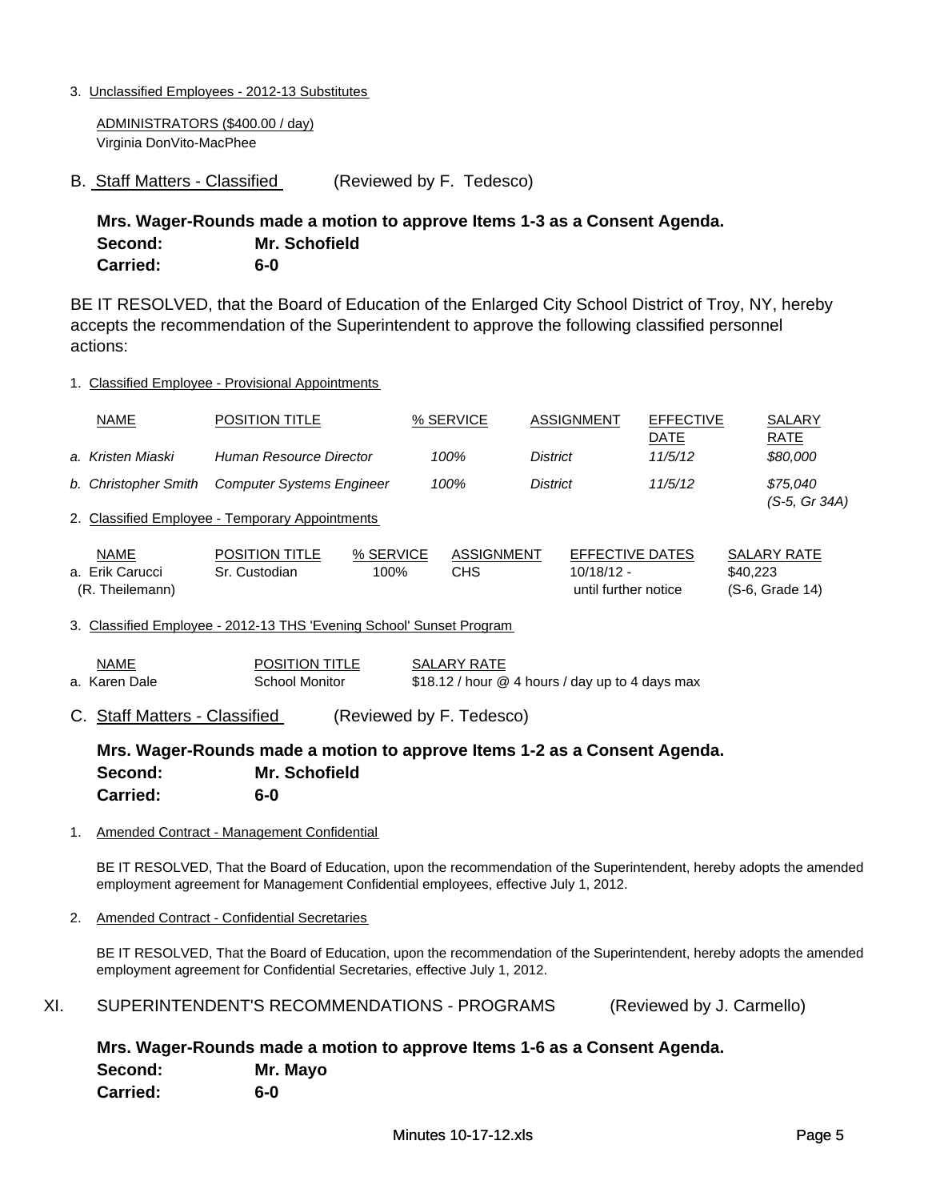3. Unclassified Employees - 2012-13 Substitutes

ADMINISTRATORS ($400.00 / day)
Virginia DonVito-MacPhee

B. Staff Matters - Classified (Reviewed by F. Tedesco)

**Mrs. Wager-Rounds made a motion to approve Items 1-3 as a Consent Agenda.**
**Second: Mr. Schofield**
**Carried: 6-0**

BE IT RESOLVED, that the Board of Education of the Enlarged City School District of Troy, NY, hereby accepts the recommendation of the Superintendent to approve the following classified personnel actions:

1. Classified Employee - Provisional Appointments

| NAME | POSITION TITLE | % SERVICE | ASSIGNMENT | EFFECTIVE DATE | SALARY RATE |
|---|---|---|---|---|---|
| *a. Kristen Miaski* | *Human Resource Director* | *100%* | *District* | *11/5/12* | *$80,000* |
| *b. Christopher Smith* | *Computer Systems Engineer* | *100%* | *District* | *11/5/12* | *$75,040 (S-5, Gr 34A)* |

2. Classified Employee - Temporary Appointments

| NAME | POSITION TITLE | % SERVICE | ASSIGNMENT | EFFECTIVE DATES | SALARY RATE |
|---|---|---|---|---|---|
| a. Erik Carucci (R. Theilemann) | Sr. Custodian | 100% | CHS | 10/18/12 - until further notice | $40,223 (S-6, Grade 14) |

3. Classified Employee - 2012-13 THS 'Evening School' Sunset Program

| NAME | POSITION TITLE | SALARY RATE |
|---|---|---|
| a. Karen Dale | School Monitor | $18.12 / hour @ 4 hours / day up to 4 days max |

C. Staff Matters - Classified (Reviewed by F. Tedesco)

**Mrs. Wager-Rounds made a motion to approve Items 1-2 as a Consent Agenda.**
**Second: Mr. Schofield**
**Carried: 6-0**

1. Amended Contract - Management Confidential

BE IT RESOLVED, That the Board of Education, upon the recommendation of the Superintendent, hereby adopts the amended employment agreement for Management Confidential employees, effective July 1, 2012.

2. Amended Contract - Confidential Secretaries

BE IT RESOLVED, That the Board of Education, upon the recommendation of the Superintendent, hereby adopts the amended employment agreement for Confidential Secretaries, effective July 1, 2012.

## XI. SUPERINTENDENT'S RECOMMENDATIONS - PROGRAMS (Reviewed by J. Carmello)

**Mrs. Wager-Rounds made a motion to approve Items 1-6 as a Consent Agenda.**
**Second: Mr. Mayo**
**Carried: 6-0**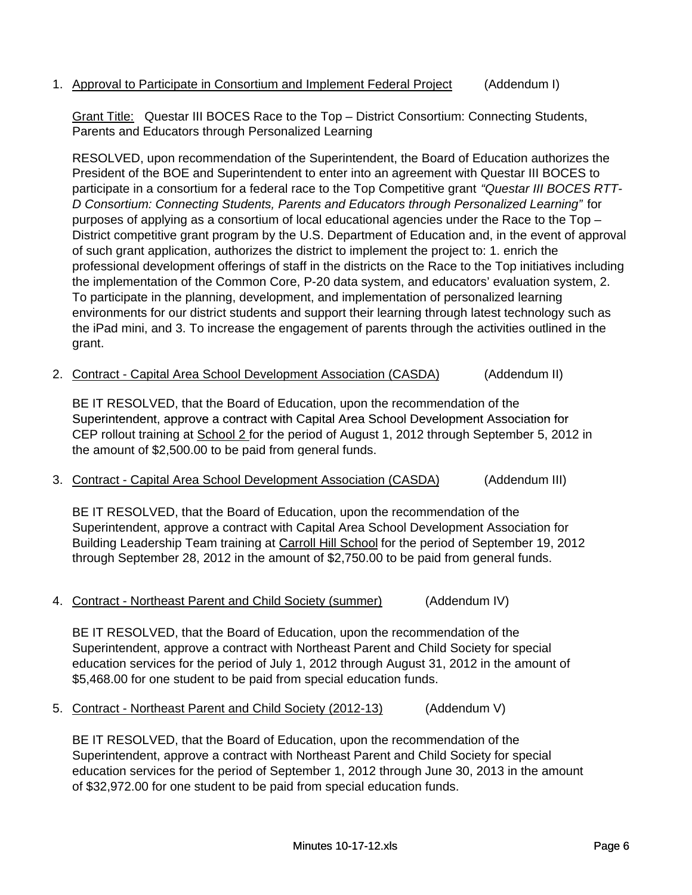1. Approval to Participate in Consortium and Implement Federal Project (Addendum I)

   Grant Title: Questar III BOCES Race to the Top – District Consortium: Connecting Students, Parents and Educators through Personalized Learning

   RESOLVED, upon recommendation of the Superintendent, the Board of Education authorizes the President of the BOE and Superintendent to enter into an agreement with Questar III BOCES to participate in a consortium for a federal race to the Top Competitive grant *"Questar III BOCES RTT-D Consortium: Connecting Students, Parents and Educators through Personalized Learning"* for purposes of applying as a consortium of local educational agencies under the Race to the Top – District competitive grant program by the U.S. Department of Education and, in the event of approval of such grant application, authorizes the district to implement the project to: 1. enrich the professional development offerings of staff in the districts on the Race to the Top initiatives including the implementation of the Common Core, P-20 data system, and educators' evaluation system, 2. To participate in the planning, development, and implementation of personalized learning environments for our district students and support their learning through latest technology such as the iPad mini, and 3. To increase the engagement of parents through the activities outlined in the grant.

2. Contract - Capital Area School Development Association (CASDA) (Addendum II)

   BE IT RESOLVED, that the Board of Education, upon the recommendation of the Superintendent, approve a contract with Capital Area School Development Association for CEP rollout training at School 2 for the period of August 1, 2012 through September 5, 2012 in the amount of $2,500.00 to be paid from general funds.

3. Contract - Capital Area School Development Association (CASDA) (Addendum III)

   BE IT RESOLVED, that the Board of Education, upon the recommendation of the Superintendent, approve a contract with Capital Area School Development Association for Building Leadership Team training at Carroll Hill School for the period of September 19, 2012 through September 28, 2012 in the amount of $2,750.00 to be paid from general funds.

4. Contract - Northeast Parent and Child Society (summer) (Addendum IV)

   BE IT RESOLVED, that the Board of Education, upon the recommendation of the Superintendent, approve a contract with Northeast Parent and Child Society for special education services for the period of July 1, 2012 through August 31, 2012 in the amount of $5,468.00 for one student to be paid from special education funds.

5. Contract - Northeast Parent and Child Society (2012-13) (Addendum V)

   BE IT RESOLVED, that the Board of Education, upon the recommendation of the Superintendent, approve a contract with Northeast Parent and Child Society for special education services for the period of September 1, 2012 through June 30, 2013 in the amount of $32,972.00 for one student to be paid from special education funds.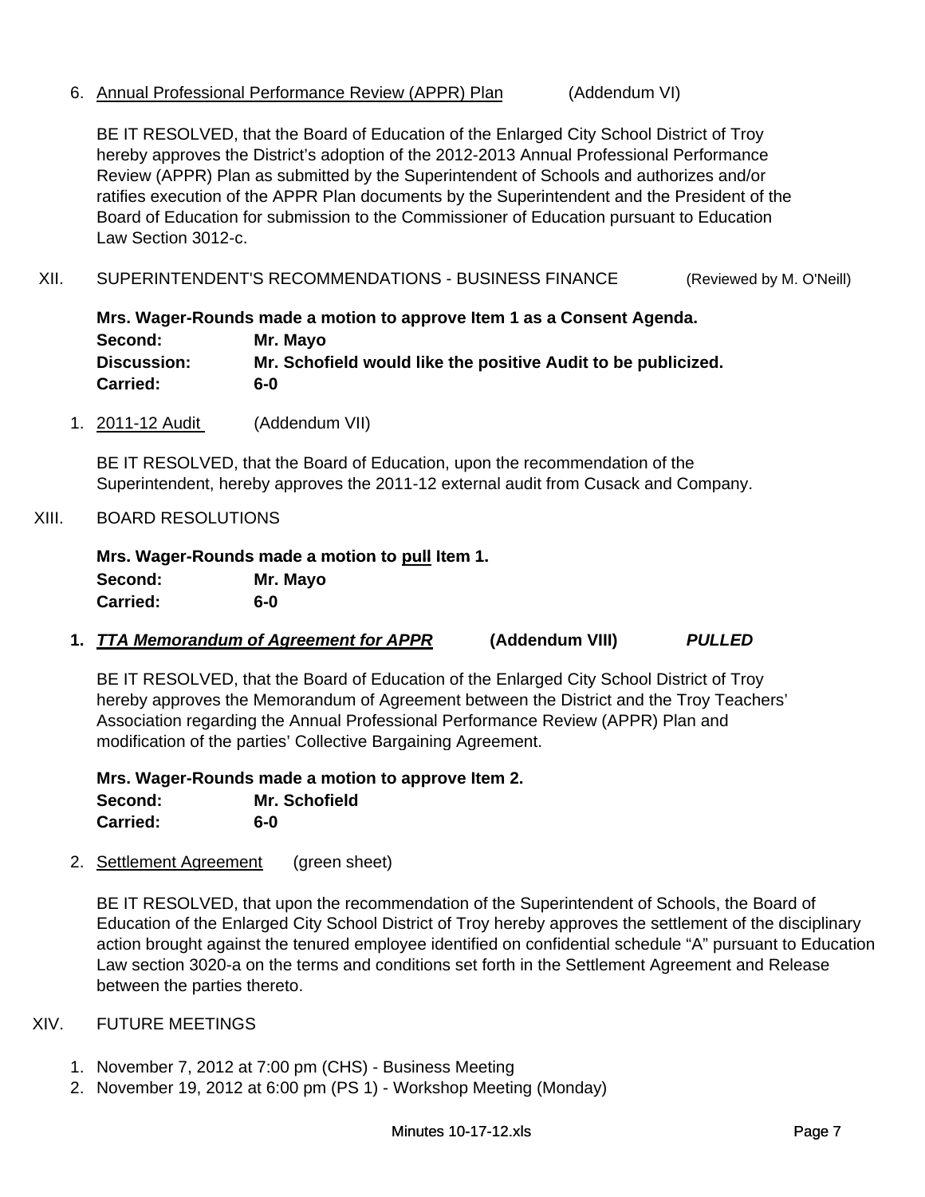6. Annual Professional Performance Review (APPR) Plan (Addendum VI)

   BE IT RESOLVED, that the Board of Education of the Enlarged City School District of Troy hereby approves the District's adoption of the 2012-2013 Annual Professional Performance Review (APPR) Plan as submitted by the Superintendent of Schools and authorizes and/or ratifies execution of the APPR Plan documents by the Superintendent and the President of the Board of Education for submission to the Commissioner of Education pursuant to Education Law Section 3012-c.

## XII. SUPERINTENDENT'S RECOMMENDATIONS - BUSINESS FINANCE (Reviewed by M. O'Neill)

**Mrs. Wager-Rounds made a motion to approve Item 1 as a Consent Agenda.**
**Second:** **Mr. Mayo**
**Discussion:** **Mr. Schofield would like the positive Audit to be publicized.**
**Carried:** **6-0**

1. 2011-12 Audit (Addendum VII)

   BE IT RESOLVED, that the Board of Education, upon the recommendation of the Superintendent, hereby approves the 2011-12 external audit from Cusack and Company.

## XIII. BOARD RESOLUTIONS

**Mrs. Wager-Rounds made a motion to pull Item 1.**
**Second:** **Mr. Mayo**
**Carried:** **6-0**

1. ***TTA Memorandum of Agreement for APPR*** **(Addendum VIII)** ***PULLED***

   BE IT RESOLVED, that the Board of Education of the Enlarged City School District of Troy hereby approves the Memorandum of Agreement between the District and the Troy Teachers' Association regarding the Annual Professional Performance Review (APPR) Plan and modification of the parties' Collective Bargaining Agreement.

**Mrs. Wager-Rounds made a motion to approve Item 2.**
**Second:** **Mr. Schofield**
**Carried:** **6-0**

2. Settlement Agreement (green sheet)

   BE IT RESOLVED, that upon the recommendation of the Superintendent of Schools, the Board of Education of the Enlarged City School District of Troy hereby approves the settlement of the disciplinary action brought against the tenured employee identified on confidential schedule "A" pursuant to Education Law section 3020-a on the terms and conditions set forth in the Settlement Agreement and Release between the parties thereto.

## XIV. FUTURE MEETINGS

1. November 7, 2012 at 7:00 pm (CHS) - Business Meeting
2. November 19, 2012 at 6:00 pm (PS 1) - Workshop Meeting (Monday)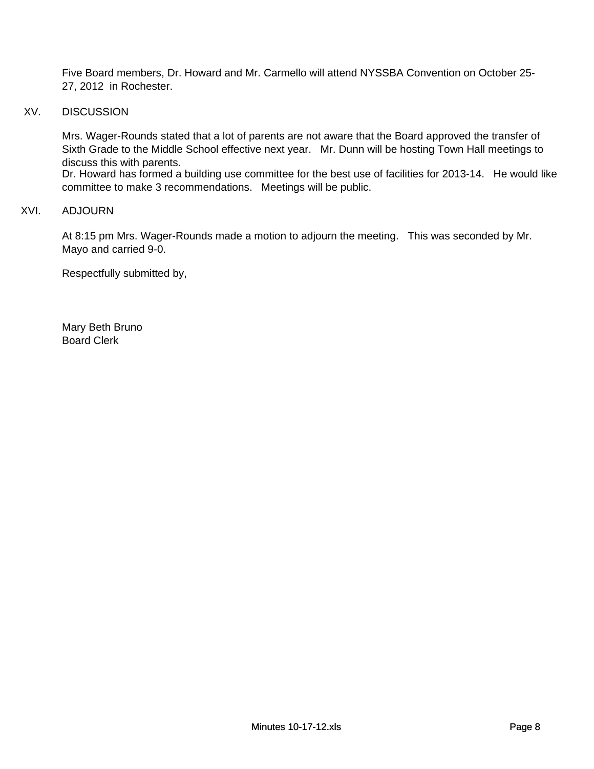Five Board members, Dr. Howard and Mr. Carmello will attend NYSSBA Convention on October 25-27, 2012 in Rochester.

## XV. DISCUSSION

Mrs. Wager-Rounds stated that a lot of parents are not aware that the Board approved the transfer of Sixth Grade to the Middle School effective next year. Mr. Dunn will be hosting Town Hall meetings to discuss this with parents.
Dr. Howard has formed a building use committee for the best use of facilities for 2013-14. He would like committee to make 3 recommendations. Meetings will be public.

## XVI. ADJOURN

At 8:15 pm Mrs. Wager-Rounds made a motion to adjourn the meeting. This was seconded by Mr. Mayo and carried 9-0.

Respectfully submitted by,

Mary Beth Bruno
Board Clerk